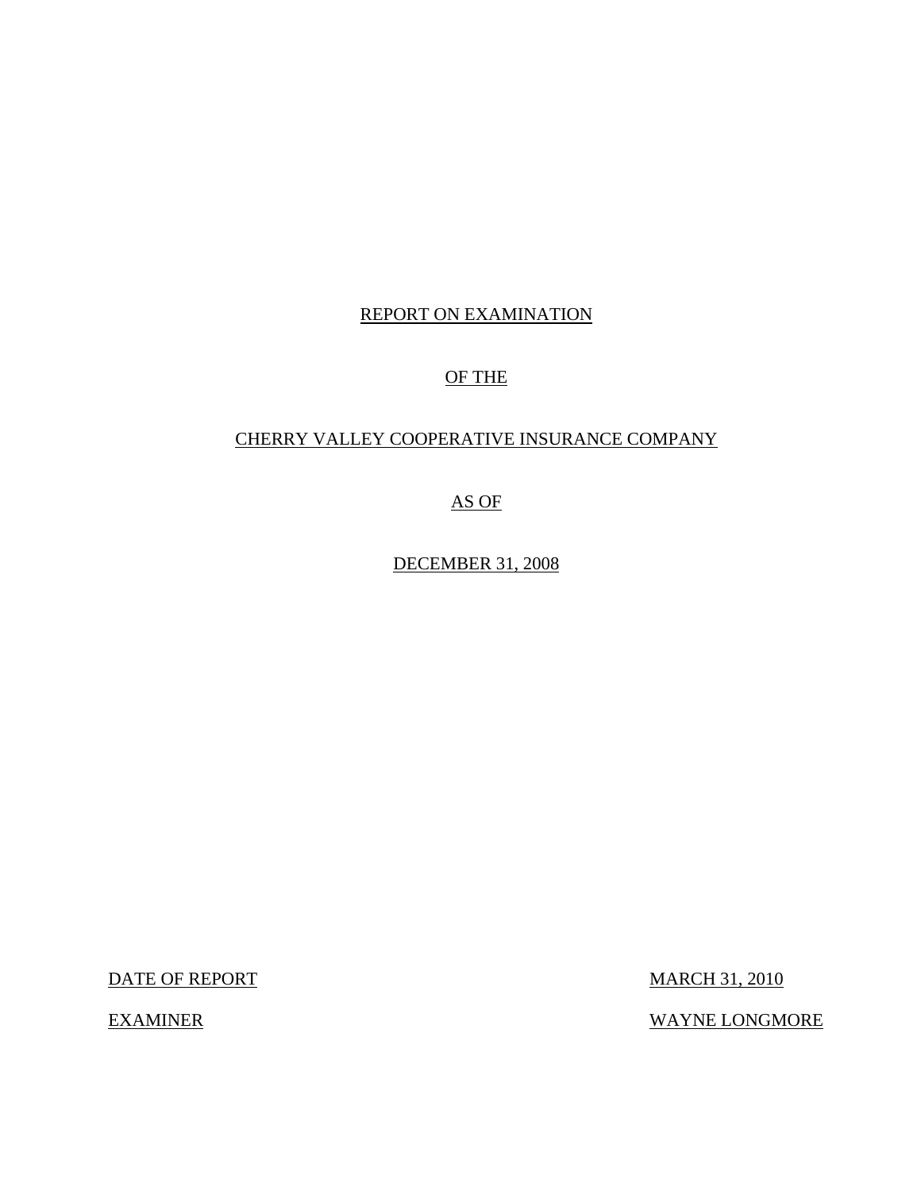REPORT ON EXAMINATION

OF THE

CHERRY VALLEY COOPERATIVE INSURANCE COMPANY

AS OF

DECEMBER 31, 2008

DATE OF REPORT MARCH 31, 2010

EXAMINER WAYNE LONGMORE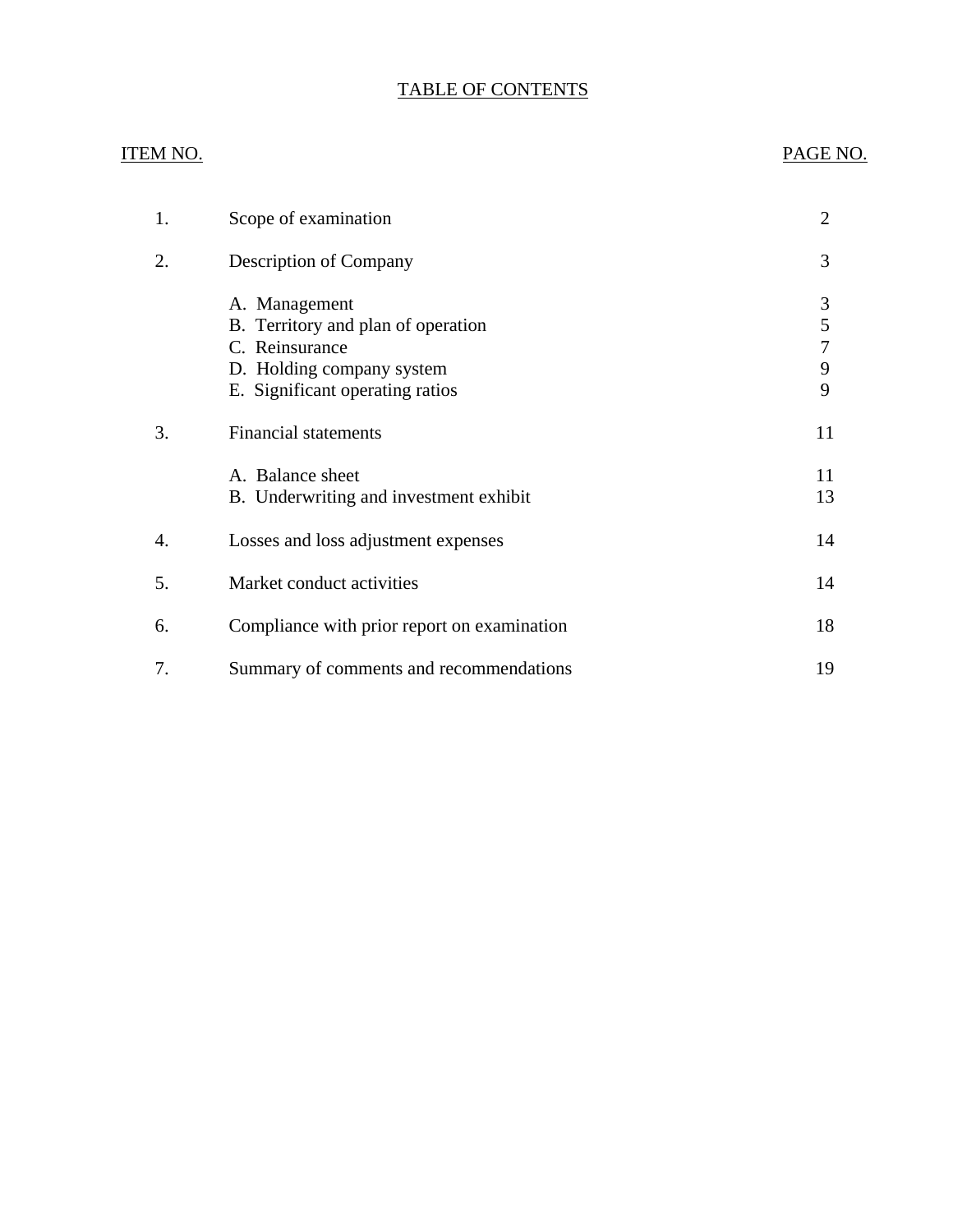# TABLE OF CONTENTS

| ITEM NO. | | PAGE NO. |
|---|---|---|
| 1. | Scope of examination | 2 |
| 2. | Description of Company | 3 |
| | A. Management | 3 |
| | B. Territory and plan of operation | 5 |
| | C. Reinsurance | 7 |
| | D. Holding company system | 9 |
| | E. Significant operating ratios | 9 |
| 3. | Financial statements | 11 |
| | A. Balance sheet | 11 |
| | B. Underwriting and investment exhibit | 13 |
| 4. | Losses and loss adjustment expenses | 14 |
| 5. | Market conduct activities | 14 |
| 6. | Compliance with prior report on examination | 18 |
| 7. | Summary of comments and recommendations | 19 |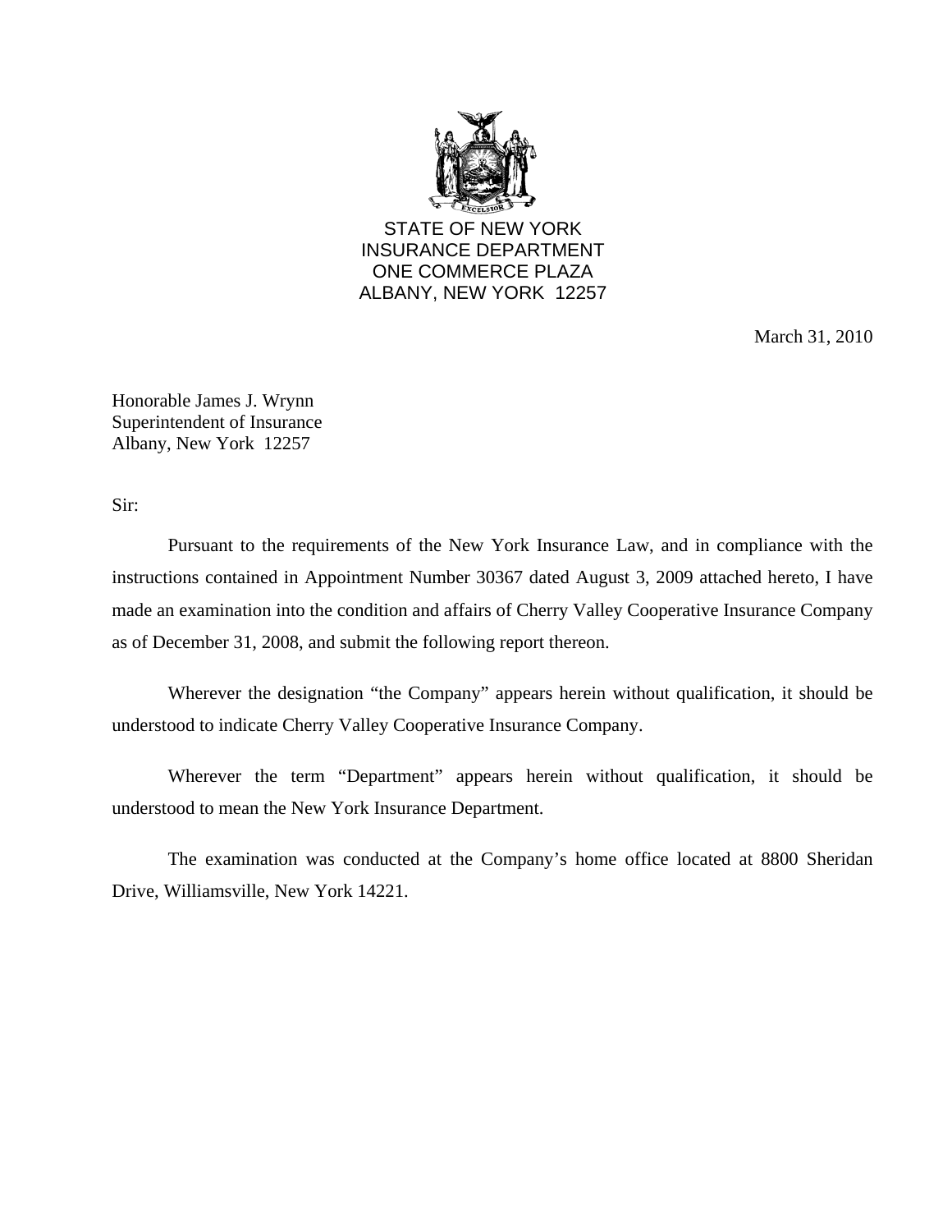STATE OF NEW YORK
INSURANCE DEPARTMENT
ONE COMMERCE PLAZA
ALBANY, NEW YORK 12257

March 31, 2010

Honorable James J. Wrynn
Superintendent of Insurance
Albany, New York 12257

Sir:

Pursuant to the requirements of the New York Insurance Law, and in compliance with the instructions contained in Appointment Number 30367 dated August 3, 2009 attached hereto, I have made an examination into the condition and affairs of Cherry Valley Cooperative Insurance Company as of December 31, 2008, and submit the following report thereon.

Wherever the designation "the Company" appears herein without qualification, it should be understood to indicate Cherry Valley Cooperative Insurance Company.

Wherever the term "Department" appears herein without qualification, it should be understood to mean the New York Insurance Department.

The examination was conducted at the Company's home office located at 8800 Sheridan Drive, Williamsville, New York 14221.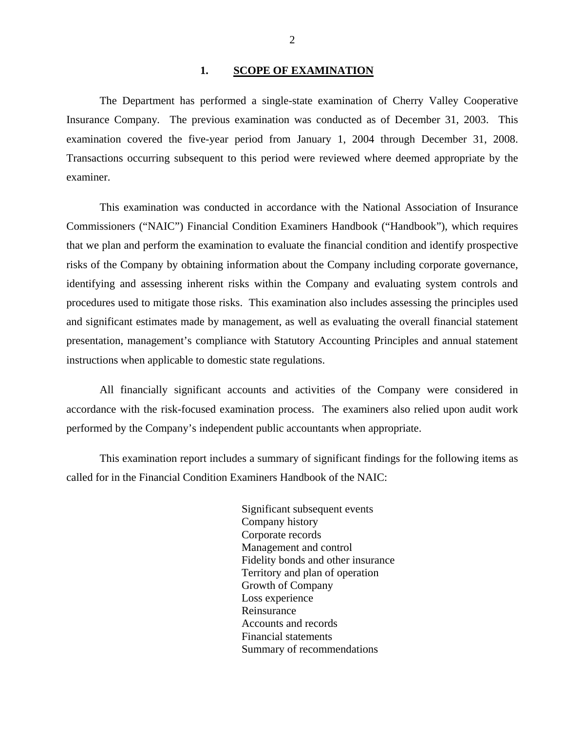## 1. SCOPE OF EXAMINATION

The Department has performed a single-state examination of Cherry Valley Cooperative Insurance Company. The previous examination was conducted as of December 31, 2003. This examination covered the five-year period from January 1, 2004 through December 31, 2008. Transactions occurring subsequent to this period were reviewed where deemed appropriate by the examiner.

This examination was conducted in accordance with the National Association of Insurance Commissioners ("NAIC") Financial Condition Examiners Handbook ("Handbook"), which requires that we plan and perform the examination to evaluate the financial condition and identify prospective risks of the Company by obtaining information about the Company including corporate governance, identifying and assessing inherent risks within the Company and evaluating system controls and procedures used to mitigate those risks. This examination also includes assessing the principles used and significant estimates made by management, as well as evaluating the overall financial statement presentation, management's compliance with Statutory Accounting Principles and annual statement instructions when applicable to domestic state regulations.

All financially significant accounts and activities of the Company were considered in accordance with the risk-focused examination process. The examiners also relied upon audit work performed by the Company's independent public accountants when appropriate.

This examination report includes a summary of significant findings for the following items as called for in the Financial Condition Examiners Handbook of the NAIC:

- Significant subsequent events
- Company history
- Corporate records
- Management and control
- Fidelity bonds and other insurance
- Territory and plan of operation
- Growth of Company
- Loss experience
- Reinsurance
- Accounts and records
- Financial statements
- Summary of recommendations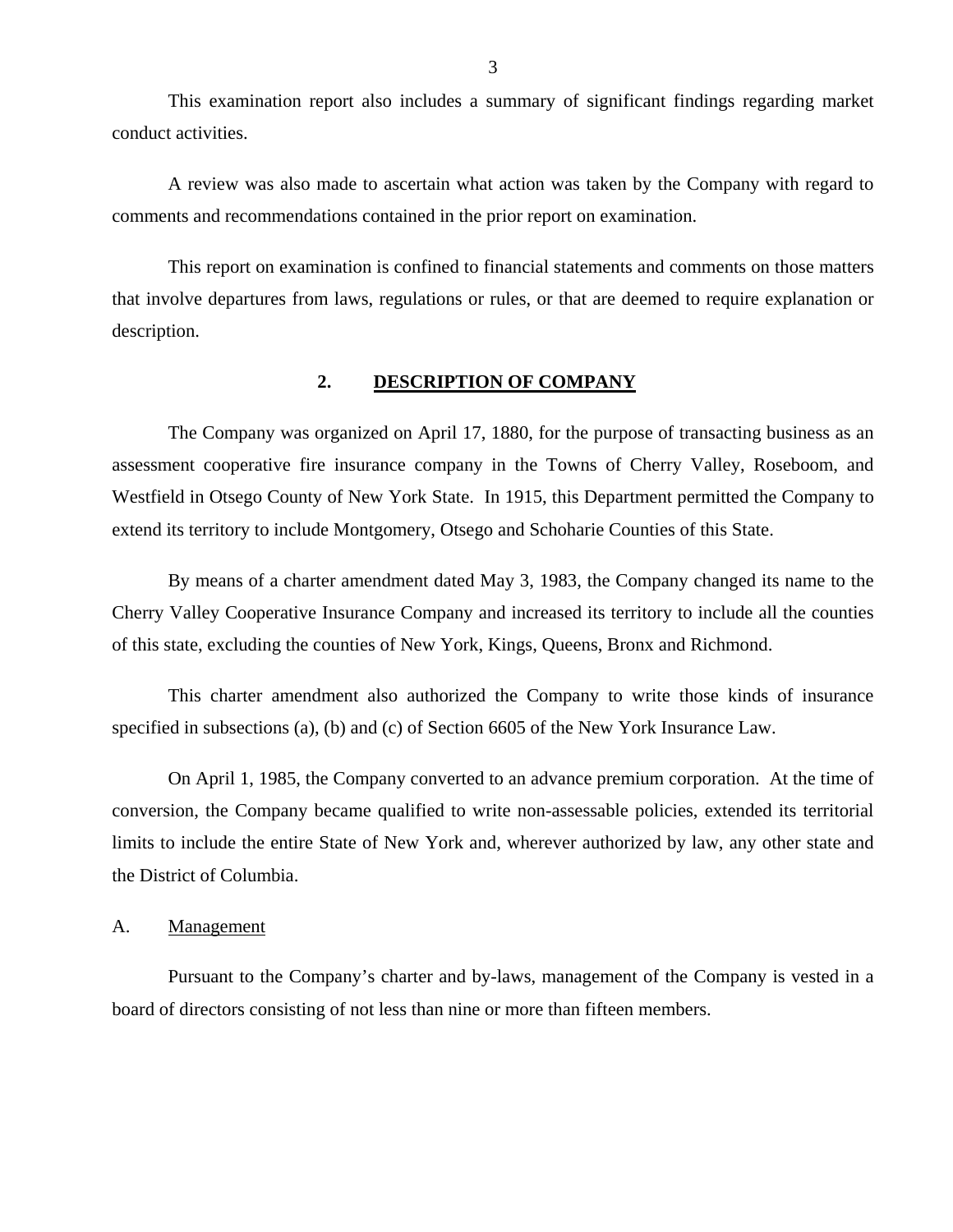This examination report also includes a summary of significant findings regarding market conduct activities.

A review was also made to ascertain what action was taken by the Company with regard to comments and recommendations contained in the prior report on examination.

This report on examination is confined to financial statements and comments on those matters that involve departures from laws, regulations or rules, or that are deemed to require explanation or description.

## 2. DESCRIPTION OF COMPANY

The Company was organized on April 17, 1880, for the purpose of transacting business as an assessment cooperative fire insurance company in the Towns of Cherry Valley, Roseboom, and Westfield in Otsego County of New York State. In 1915, this Department permitted the Company to extend its territory to include Montgomery, Otsego and Schoharie Counties of this State.

By means of a charter amendment dated May 3, 1983, the Company changed its name to the Cherry Valley Cooperative Insurance Company and increased its territory to include all the counties of this state, excluding the counties of New York, Kings, Queens, Bronx and Richmond.

This charter amendment also authorized the Company to write those kinds of insurance specified in subsections (a), (b) and (c) of Section 6605 of the New York Insurance Law.

On April 1, 1985, the Company converted to an advance premium corporation. At the time of conversion, the Company became qualified to write non-assessable policies, extended its territorial limits to include the entire State of New York and, wherever authorized by law, any other state and the District of Columbia.

### A. Management

Pursuant to the Company's charter and by-laws, management of the Company is vested in a board of directors consisting of not less than nine or more than fifteen members.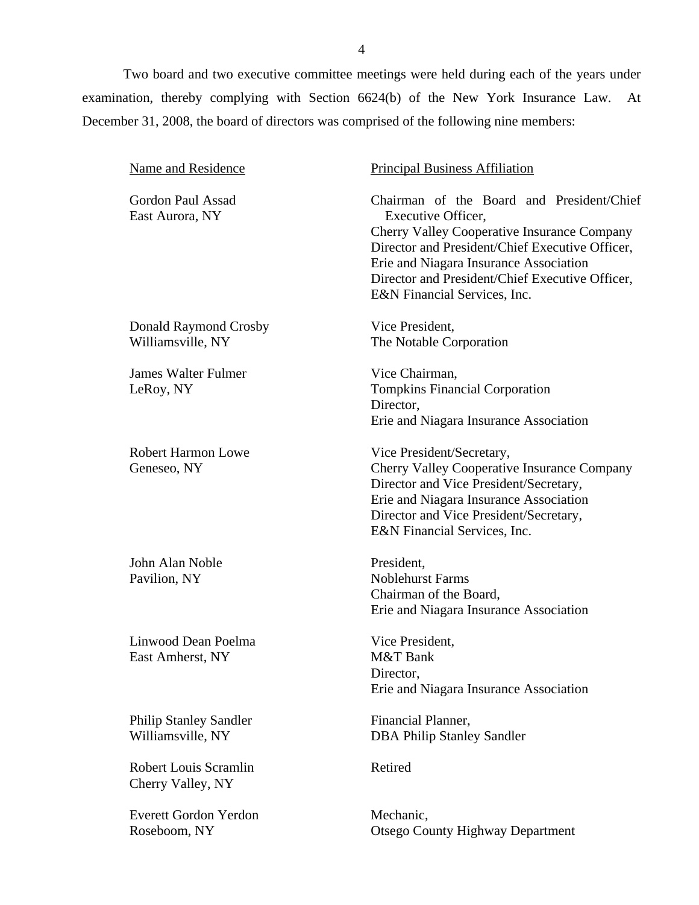Two board and two executive committee meetings were held during each of the years under examination, thereby complying with Section 6624(b) of the New York Insurance Law. At December 31, 2008, the board of directors was comprised of the following nine members:

| Name and Residence | Principal Business Affiliation |
|---|---|
| Gordon Paul Assad<br>East Aurora, NY | Chairman of the Board and President/Chief Executive Officer,<br>Cherry Valley Cooperative Insurance Company<br>Director and President/Chief Executive Officer,<br>Erie and Niagara Insurance Association<br>Director and President/Chief Executive Officer,<br>E&N Financial Services, Inc. |
| Donald Raymond Crosby<br>Williamsville, NY | Vice President,<br>The Notable Corporation |
| James Walter Fulmer<br>LeRoy, NY | Vice Chairman,<br>Tompkins Financial Corporation<br>Director,<br>Erie and Niagara Insurance Association |
| Robert Harmon Lowe<br>Geneseo, NY | Vice President/Secretary,<br>Cherry Valley Cooperative Insurance Company<br>Director and Vice President/Secretary,<br>Erie and Niagara Insurance Association<br>Director and Vice President/Secretary,<br>E&N Financial Services, Inc. |
| John Alan Noble<br>Pavilion, NY | President,<br>Noblehurst Farms<br>Chairman of the Board,<br>Erie and Niagara Insurance Association |
| Linwood Dean Poelma<br>East Amherst, NY | Vice President,<br>M&T Bank<br>Director,<br>Erie and Niagara Insurance Association |
| Philip Stanley Sandler<br>Williamsville, NY | Financial Planner,<br>DBA Philip Stanley Sandler |
| Robert Louis Scramlin<br>Cherry Valley, NY | Retired |
| Everett Gordon Yerdon<br>Roseboom, NY | Mechanic,<br>Otsego County Highway Department |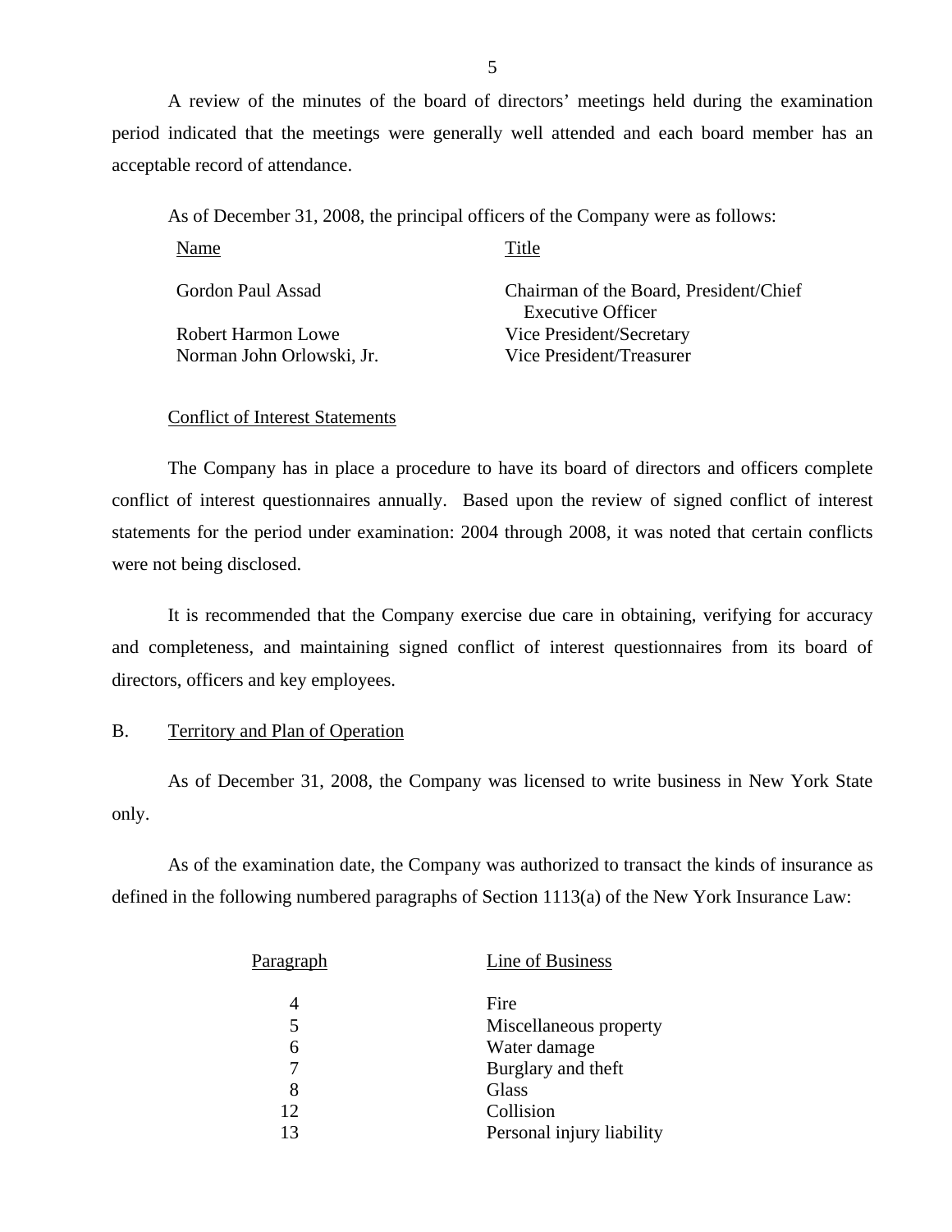A review of the minutes of the board of directors' meetings held during the examination period indicated that the meetings were generally well attended and each board member has an acceptable record of attendance.

As of December 31, 2008, the principal officers of the Company were as follows:

| Name | Title |
|---|---|
| Gordon Paul Assad | Chairman of the Board, President/Chief Executive Officer |
| Robert Harmon Lowe | Vice President/Secretary |
| Norman John Orlowski, Jr. | Vice President/Treasurer |

Conflict of Interest Statements

The Company has in place a procedure to have its board of directors and officers complete conflict of interest questionnaires annually. Based upon the review of signed conflict of interest statements for the period under examination: 2004 through 2008, it was noted that certain conflicts were not being disclosed.

It is recommended that the Company exercise due care in obtaining, verifying for accuracy and completeness, and maintaining signed conflict of interest questionnaires from its board of directors, officers and key employees.

## B. Territory and Plan of Operation

As of December 31, 2008, the Company was licensed to write business in New York State only.

As of the examination date, the Company was authorized to transact the kinds of insurance as defined in the following numbered paragraphs of Section 1113(a) of the New York Insurance Law:

| Paragraph | Line of Business |
|---|---|
| 4 | Fire |
| 5 | Miscellaneous property |
| 6 | Water damage |
| 7 | Burglary and theft |
| 8 | Glass |
| 12 | Collision |
| 13 | Personal injury liability |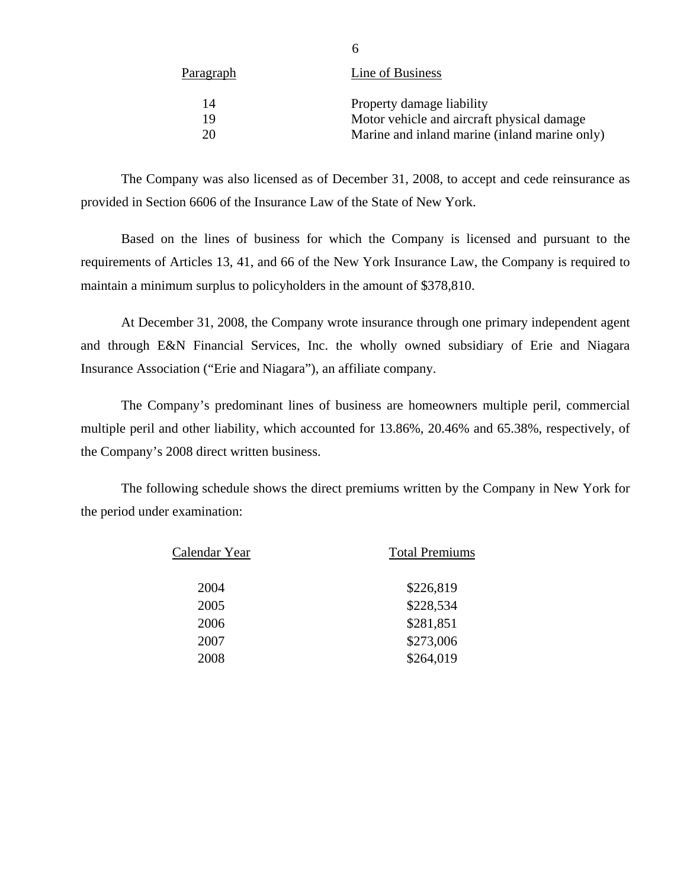| Paragraph | Line of Business |
|---|---|
| 14 | Property damage liability |
| 19 | Motor vehicle and aircraft physical damage |
| 20 | Marine and inland marine (inland marine only) |

The Company was also licensed as of December 31, 2008, to accept and cede reinsurance as provided in Section 6606 of the Insurance Law of the State of New York.

Based on the lines of business for which the Company is licensed and pursuant to the requirements of Articles 13, 41, and 66 of the New York Insurance Law, the Company is required to maintain a minimum surplus to policyholders in the amount of $378,810.

At December 31, 2008, the Company wrote insurance through one primary independent agent and through E&N Financial Services, Inc. the wholly owned subsidiary of Erie and Niagara Insurance Association ("Erie and Niagara"), an affiliate company.

The Company's predominant lines of business are homeowners multiple peril, commercial multiple peril and other liability, which accounted for 13.86%, 20.46% and 65.38%, respectively, of the Company's 2008 direct written business.

The following schedule shows the direct premiums written by the Company in New York for the period under examination:

| Calendar Year | Total Premiums |
|---|---|
| 2004 | $226,819 |
| 2005 | $228,534 |
| 2006 | $281,851 |
| 2007 | $273,006 |
| 2008 | $264,019 |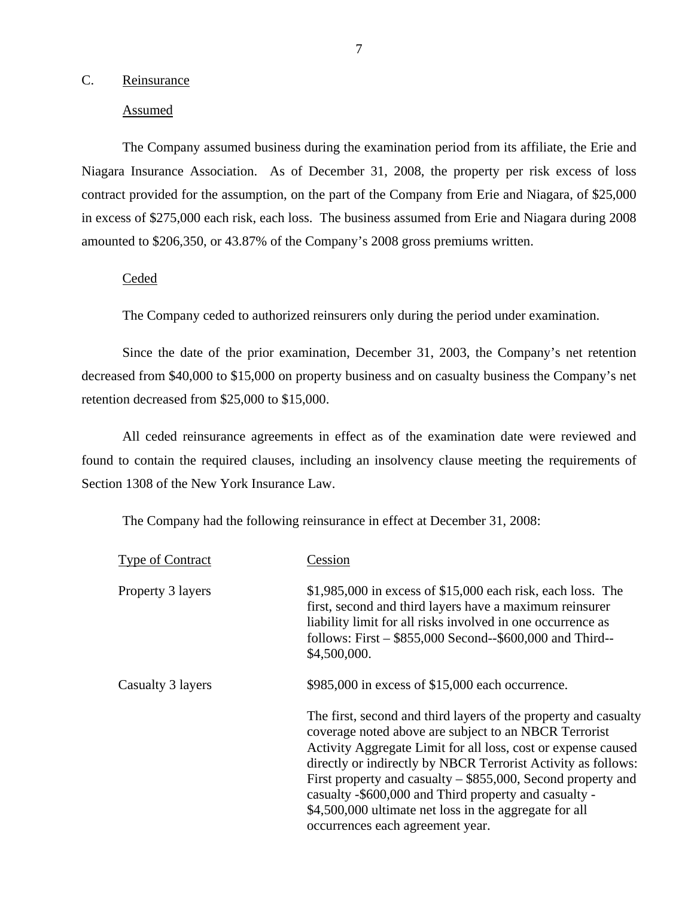## C. Reinsurance

### Assumed

The Company assumed business during the examination period from its affiliate, the Erie and Niagara Insurance Association. As of December 31, 2008, the property per risk excess of loss contract provided for the assumption, on the part of the Company from Erie and Niagara, of $25,000 in excess of $275,000 each risk, each loss. The business assumed from Erie and Niagara during 2008 amounted to $206,350, or 43.87% of the Company's 2008 gross premiums written.

### Ceded

The Company ceded to authorized reinsurers only during the period under examination.

Since the date of the prior examination, December 31, 2003, the Company's net retention decreased from $40,000 to $15,000 on property business and on casualty business the Company's net retention decreased from $25,000 to $15,000.

All ceded reinsurance agreements in effect as of the examination date were reviewed and found to contain the required clauses, including an insolvency clause meeting the requirements of Section 1308 of the New York Insurance Law.

The Company had the following reinsurance in effect at December 31, 2008:

| Type of Contract | Cession |
|---|---|
| Property 3 layers | $1,985,000 in excess of $15,000 each risk, each loss. The first, second and third layers have a maximum reinsurer liability limit for all risks involved in one occurrence as follows: First – $855,000 Second--$600,000 and Third--$4,500,000. |
| Casualty 3 layers | $985,000 in excess of $15,000 each occurrence. |
| | The first, second and third layers of the property and casualty coverage noted above are subject to an NBCR Terrorist Activity Aggregate Limit for all loss, cost or expense caused directly or indirectly by NBCR Terrorist Activity as follows: First property and casualty – $855,000, Second property and casualty -$600,000 and Third property and casualty - $4,500,000 ultimate net loss in the aggregate for all occurrences each agreement year. |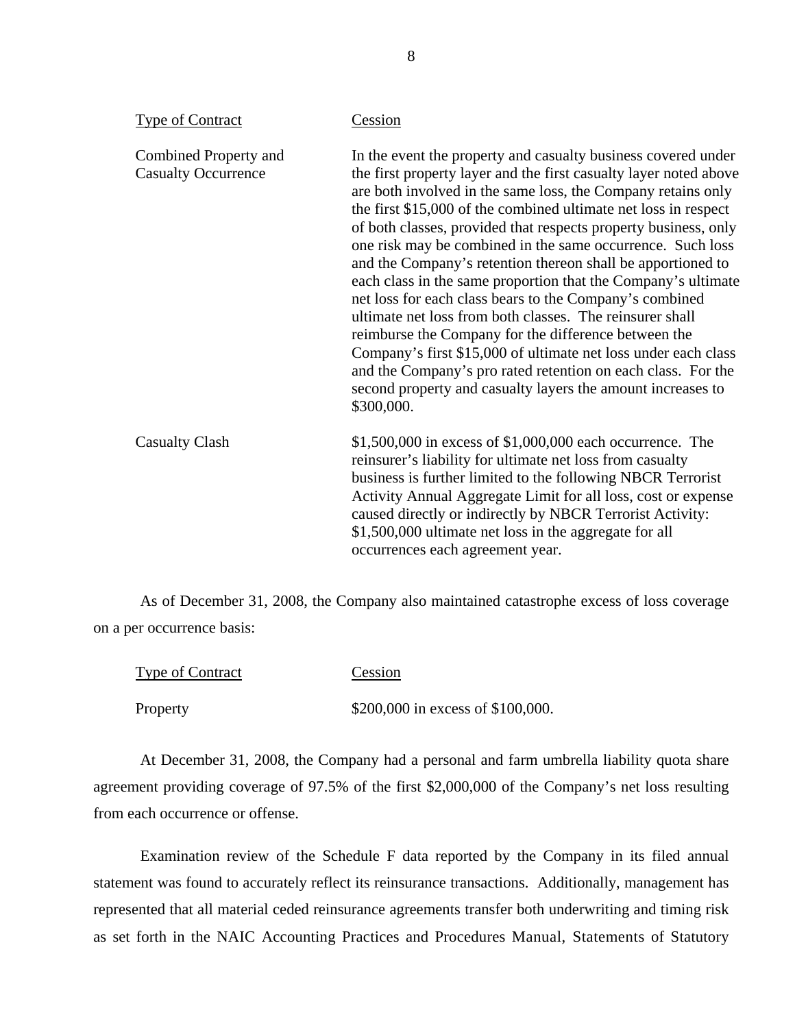| Type of Contract | Cession |
| --- | --- |
| Combined Property and Casualty Occurrence | In the event the property and casualty business covered under the first property layer and the first casualty layer noted above are both involved in the same loss, the Company retains only the first \$15,000 of the combined ultimate net loss in respect of both classes, provided that respects property business, only one risk may be combined in the same occurrence. Such loss and the Company's retention thereon shall be apportioned to each class in the same proportion that the Company's ultimate net loss for each class bears to the Company's combined ultimate net loss from both classes. The reinsurer shall reimburse the Company for the difference between the Company's first \$15,000 of ultimate net loss under each class and the Company's pro rated retention on each class. For the second property and casualty layers the amount increases to \$300,000. |
| Casualty Clash | \$1,500,000 in excess of \$1,000,000 each occurrence. The reinsurer's liability for ultimate net loss from casualty business is further limited to the following NBCR Terrorist Activity Annual Aggregate Limit for all loss, cost or expense caused directly or indirectly by NBCR Terrorist Activity: \$1,500,000 ultimate net loss in the aggregate for all occurrences each agreement year. |

As of December 31, 2008, the Company also maintained catastrophe excess of loss coverage on a per occurrence basis:

| Type of Contract | Cession |
| --- | --- |
| Property | \$200,000 in excess of \$100,000. |

At December 31, 2008, the Company had a personal and farm umbrella liability quota share agreement providing coverage of 97.5% of the first \$2,000,000 of the Company's net loss resulting from each occurrence or offense.

Examination review of the Schedule F data reported by the Company in its filed annual statement was found to accurately reflect its reinsurance transactions. Additionally, management has represented that all material ceded reinsurance agreements transfer both underwriting and timing risk as set forth in the NAIC Accounting Practices and Procedures Manual, Statements of Statutory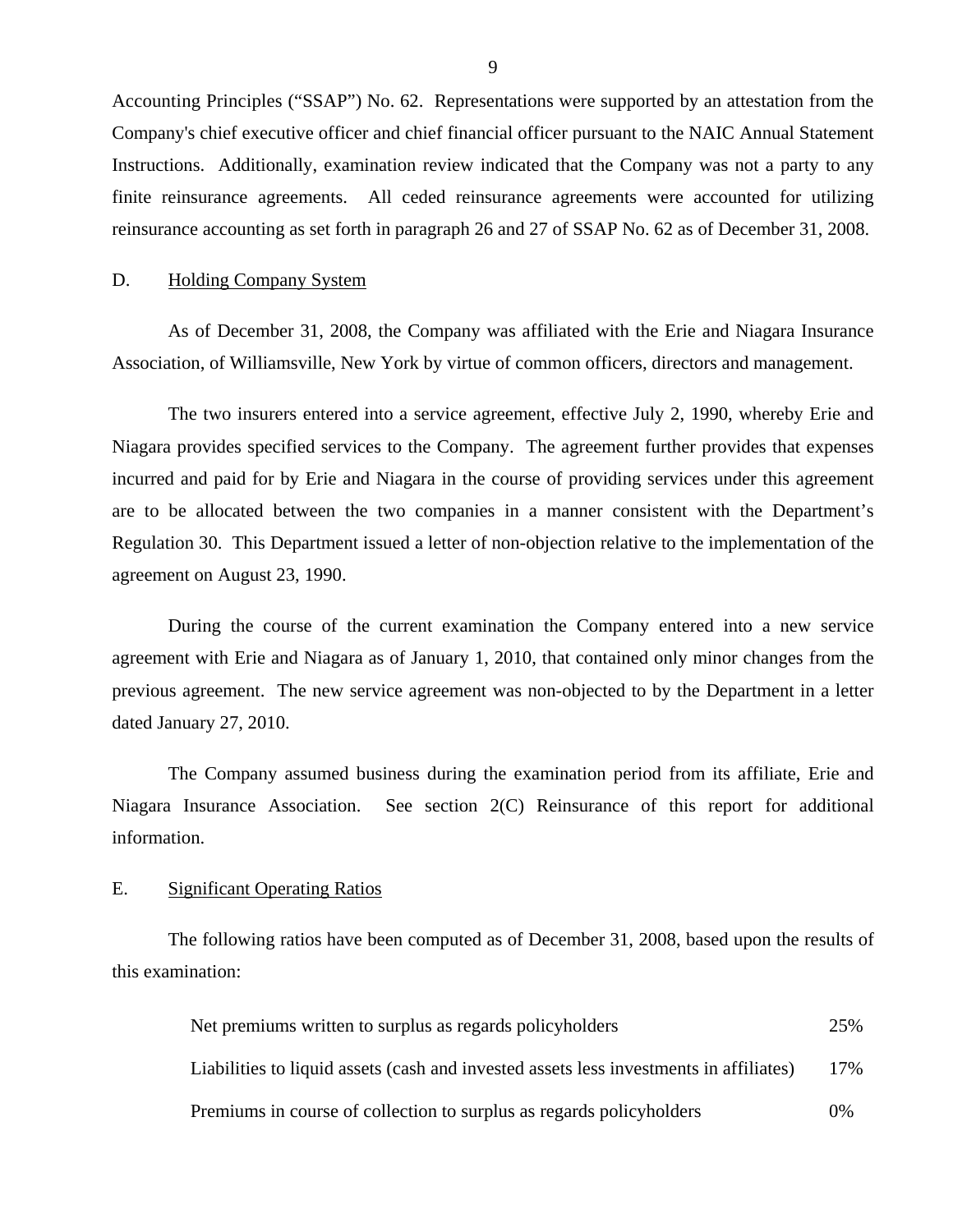Accounting Principles ("SSAP") No. 62. Representations were supported by an attestation from the Company's chief executive officer and chief financial officer pursuant to the NAIC Annual Statement Instructions. Additionally, examination review indicated that the Company was not a party to any finite reinsurance agreements. All ceded reinsurance agreements were accounted for utilizing reinsurance accounting as set forth in paragraph 26 and 27 of SSAP No. 62 as of December 31, 2008.

## D. Holding Company System

As of December 31, 2008, the Company was affiliated with the Erie and Niagara Insurance Association, of Williamsville, New York by virtue of common officers, directors and management.

The two insurers entered into a service agreement, effective July 2, 1990, whereby Erie and Niagara provides specified services to the Company. The agreement further provides that expenses incurred and paid for by Erie and Niagara in the course of providing services under this agreement are to be allocated between the two companies in a manner consistent with the Department's Regulation 30. This Department issued a letter of non-objection relative to the implementation of the agreement on August 23, 1990.

During the course of the current examination the Company entered into a new service agreement with Erie and Niagara as of January 1, 2010, that contained only minor changes from the previous agreement. The new service agreement was non-objected to by the Department in a letter dated January 27, 2010.

The Company assumed business during the examination period from its affiliate, Erie and Niagara Insurance Association. See section 2(C) Reinsurance of this report for additional information.

## E. Significant Operating Ratios

The following ratios have been computed as of December 31, 2008, based upon the results of this examination:

| | |
|---|---|
| Net premiums written to surplus as regards policyholders | 25% |
| Liabilities to liquid assets (cash and invested assets less investments in affiliates) | 17% |
| Premiums in course of collection to surplus as regards policyholders | 0% |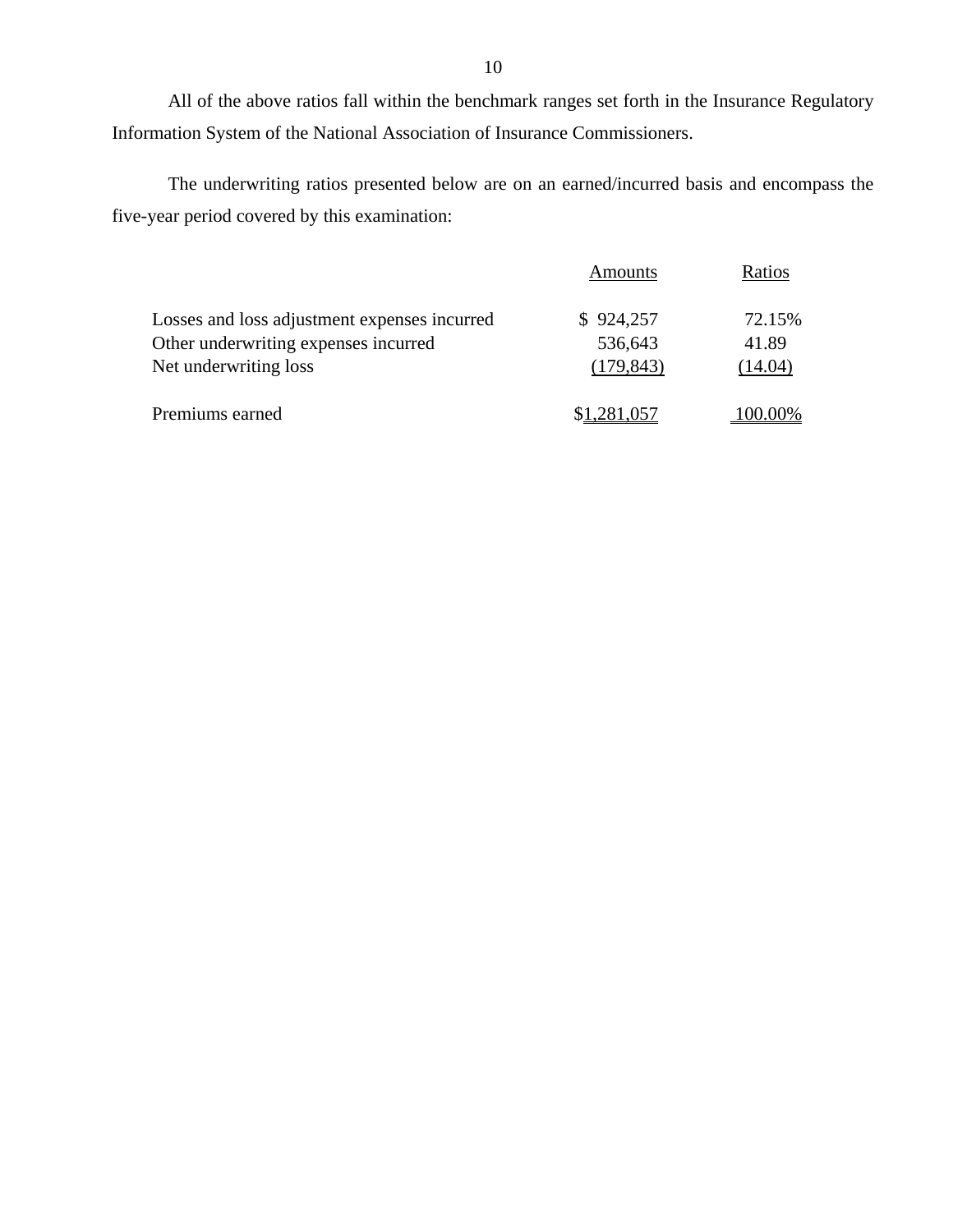All of the above ratios fall within the benchmark ranges set forth in the Insurance Regulatory Information System of the National Association of Insurance Commissioners.

The underwriting ratios presented below are on an earned/incurred basis and encompass the five-year period covered by this examination:

| | Amounts | Ratios |
|---|---|---|
| Losses and loss adjustment expenses incurred | $ 924,257 | 72.15% |
| Other underwriting expenses incurred | 536,643 | 41.89 |
| Net underwriting loss | (179,843) | (14.04) |
| Premiums earned | $1,281,057 | 100.00% |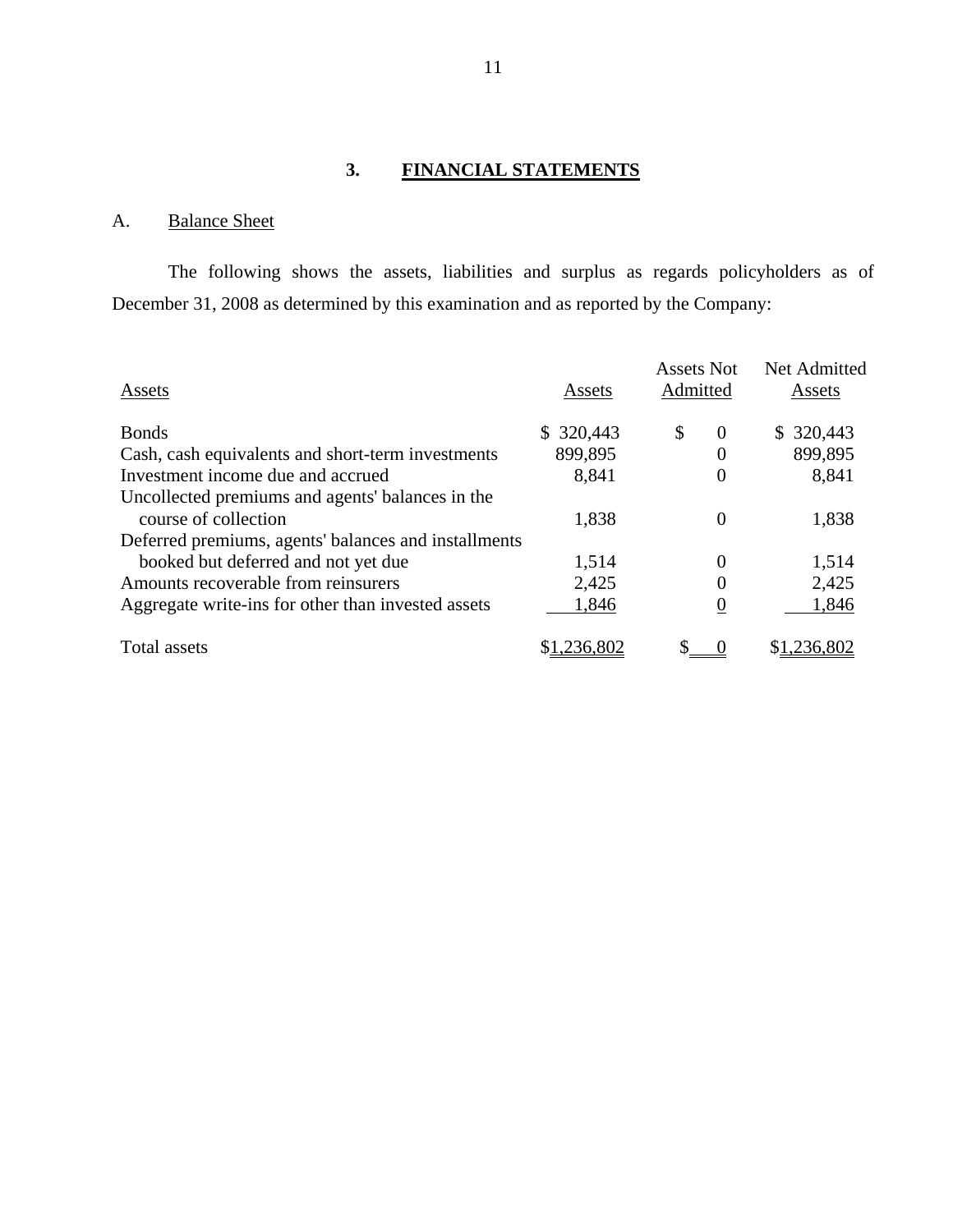## 3. FINANCIAL STATEMENTS

### A. Balance Sheet

The following shows the assets, liabilities and surplus as regards policyholders as of December 31, 2008 as determined by this examination and as reported by the Company:

| Assets | Assets | Assets Not Admitted | Net Admitted Assets |
|---|---|---|---|
| Bonds | $ 320,443 | $ 0 | $ 320,443 |
| Cash, cash equivalents and short-term investments | 899,895 | 0 | 899,895 |
| Investment income due and accrued | 8,841 | 0 | 8,841 |
| Uncollected premiums and agents' balances in the course of collection | 1,838 | 0 | 1,838 |
| Deferred premiums, agents' balances and installments booked but deferred and not yet due | 1,514 | 0 | 1,514 |
| Amounts recoverable from reinsurers | 2,425 | 0 | 2,425 |
| Aggregate write-ins for other than invested assets | 1,846 | 0 | 1,846 |
| Total assets | $1,236,802 | $ 0 | $1,236,802 |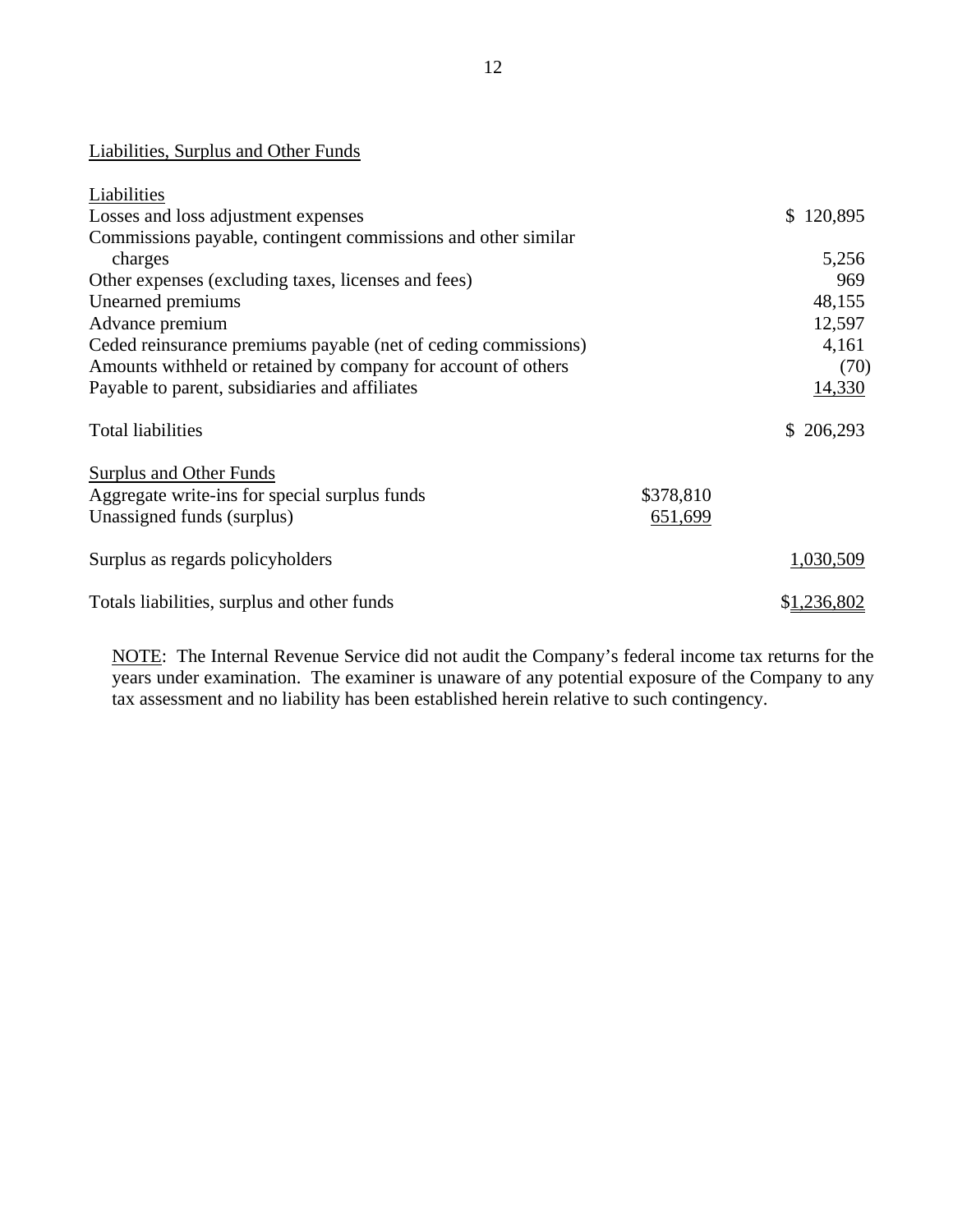## Liabilities, Surplus and Other Funds

| | | |
|---|---|---|
| **Liabilities** | | |
| Losses and loss adjustment expenses | | $ 120,895 |
| Commissions payable, contingent commissions and other similar charges | | 5,256 |
| Other expenses (excluding taxes, licenses and fees) | | 969 |
| Unearned premiums | | 48,155 |
| Advance premium | | 12,597 |
| Ceded reinsurance premiums payable (net of ceding commissions) | | 4,161 |
| Amounts withheld or retained by company for account of others | | (70) |
| Payable to parent, subsidiaries and affiliates | | 14,330 |
| Total liabilities | | $ 206,293 |
| **Surplus and Other Funds** | | |
| Aggregate write-ins for special surplus funds | $378,810 | |
| Unassigned funds (surplus) | 651,699 | |
| Surplus as regards policyholders | | 1,030,509 |
| Totals liabilities, surplus and other funds | | $1,236,802 |

NOTE: The Internal Revenue Service did not audit the Company's federal income tax returns for the years under examination. The examiner is unaware of any potential exposure of the Company to any tax assessment and no liability has been established herein relative to such contingency.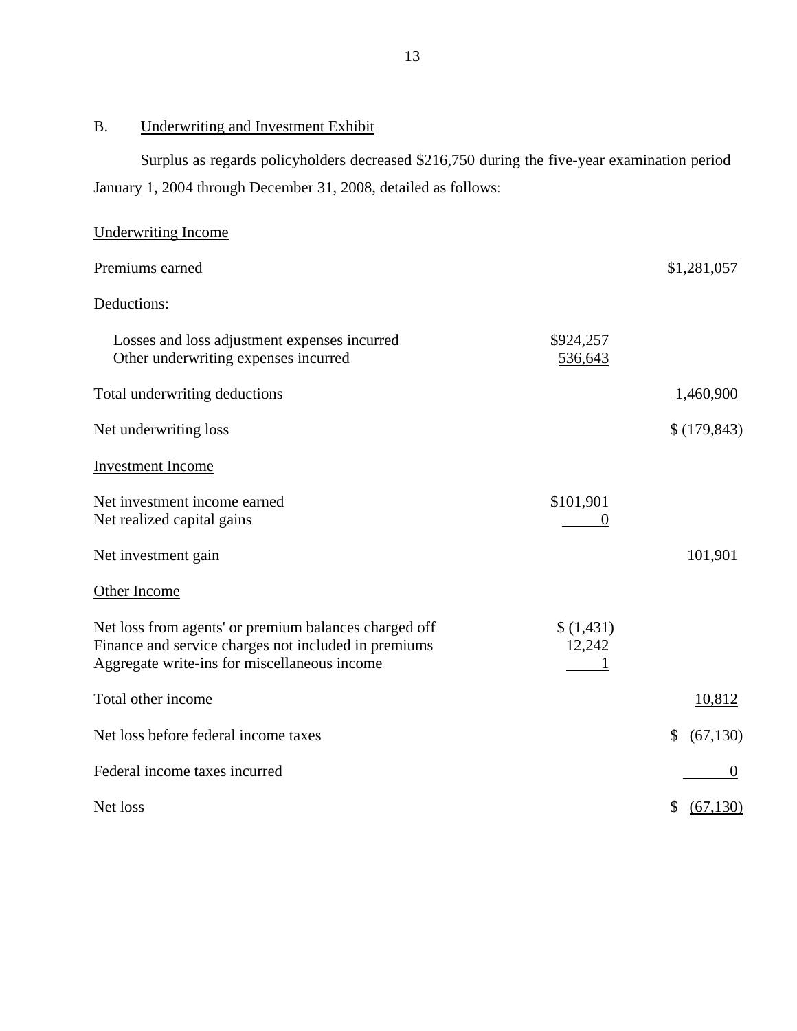## B. Underwriting and Investment Exhibit

Surplus as regards policyholders decreased $216,750 during the five-year examination period January 1, 2004 through December 31, 2008, detailed as follows:

| | | |
|---|---|---|
| Underwriting Income | | |
| Premiums earned | | $1,281,057 |
| Deductions: | | |
| Losses and loss adjustment expenses incurred | $924,257 | |
| Other underwriting expenses incurred | 536,643 | |
| Total underwriting deductions | | 1,460,900 |
| Net underwriting loss | | $ (179,843) |
| Investment Income | | |
| Net investment income earned | $101,901 | |
| Net realized capital gains | 0 | |
| Net investment gain | | 101,901 |
| Other Income | | |
| Net loss from agents' or premium balances charged off | $ (1,431) | |
| Finance and service charges not included in premiums | 12,242 | |
| Aggregate write-ins for miscellaneous income | 1 | |
| Total other income | | 10,812 |
| Net loss before federal income taxes | | $ (67,130) |
| Federal income taxes incurred | | 0 |
| Net loss | | $ (67,130) |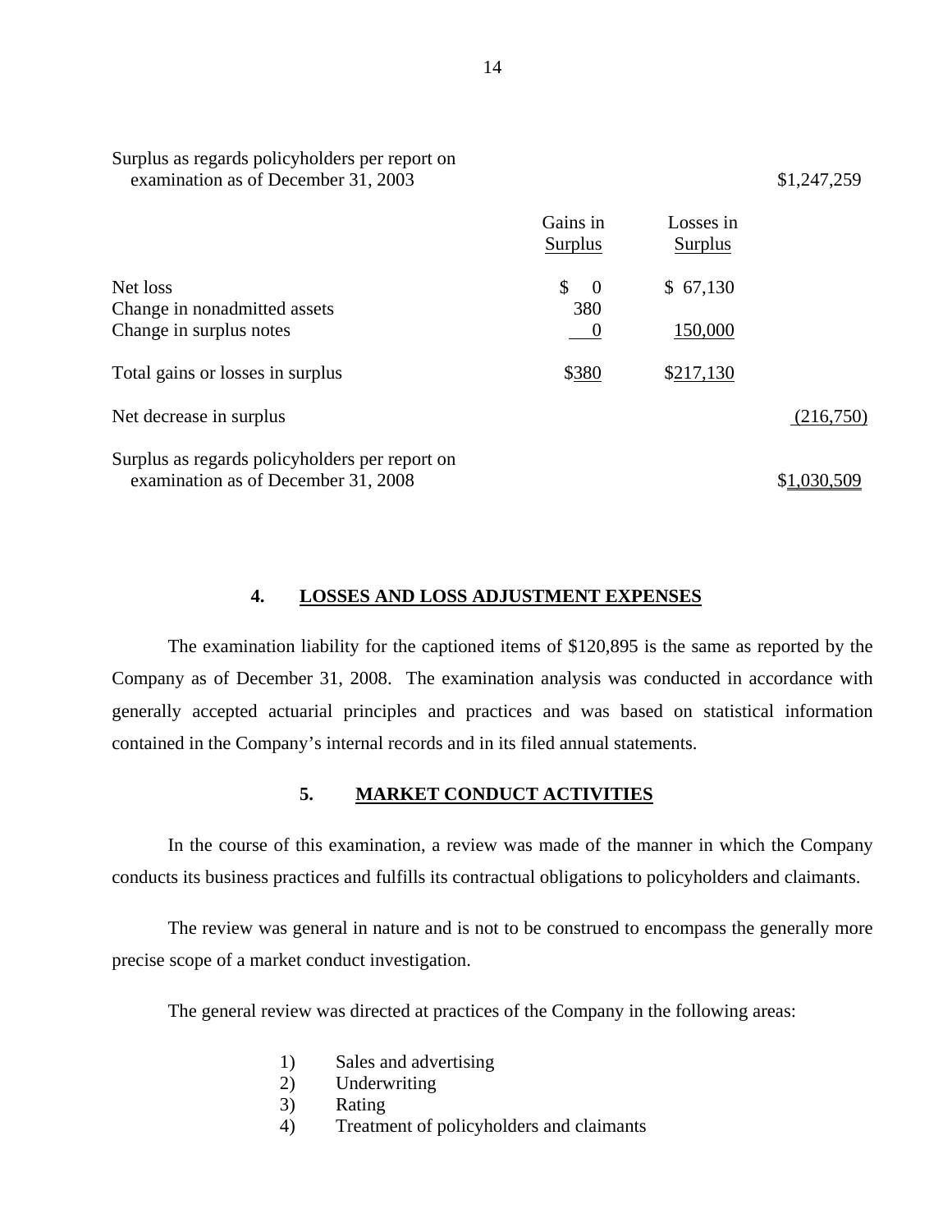| | Gains in Surplus | Losses in Surplus | |
|---|---|---|---|
| Surplus as regards policyholders per report on examination as of December 31, 2003 | | | $1,247,259 |
| Net loss | $ 0 | $ 67,130 | |
| Change in nonadmitted assets | 380 | | |
| Change in surplus notes | 0 | 150,000 | |
| Total gains or losses in surplus | $380 | $217,130 | |
| Net decrease in surplus | | | (216,750) |
| Surplus as regards policyholders per report on examination as of December 31, 2008 | | | $1,030,509 |

## 4. LOSSES AND LOSS ADJUSTMENT EXPENSES

The examination liability for the captioned items of $120,895 is the same as reported by the Company as of December 31, 2008. The examination analysis was conducted in accordance with generally accepted actuarial principles and practices and was based on statistical information contained in the Company's internal records and in its filed annual statements.

## 5. MARKET CONDUCT ACTIVITIES

In the course of this examination, a review was made of the manner in which the Company conducts its business practices and fulfills its contractual obligations to policyholders and claimants.

The review was general in nature and is not to be construed to encompass the generally more precise scope of a market conduct investigation.

The general review was directed at practices of the Company in the following areas:

1) Sales and advertising
2) Underwriting
3) Rating
4) Treatment of policyholders and claimants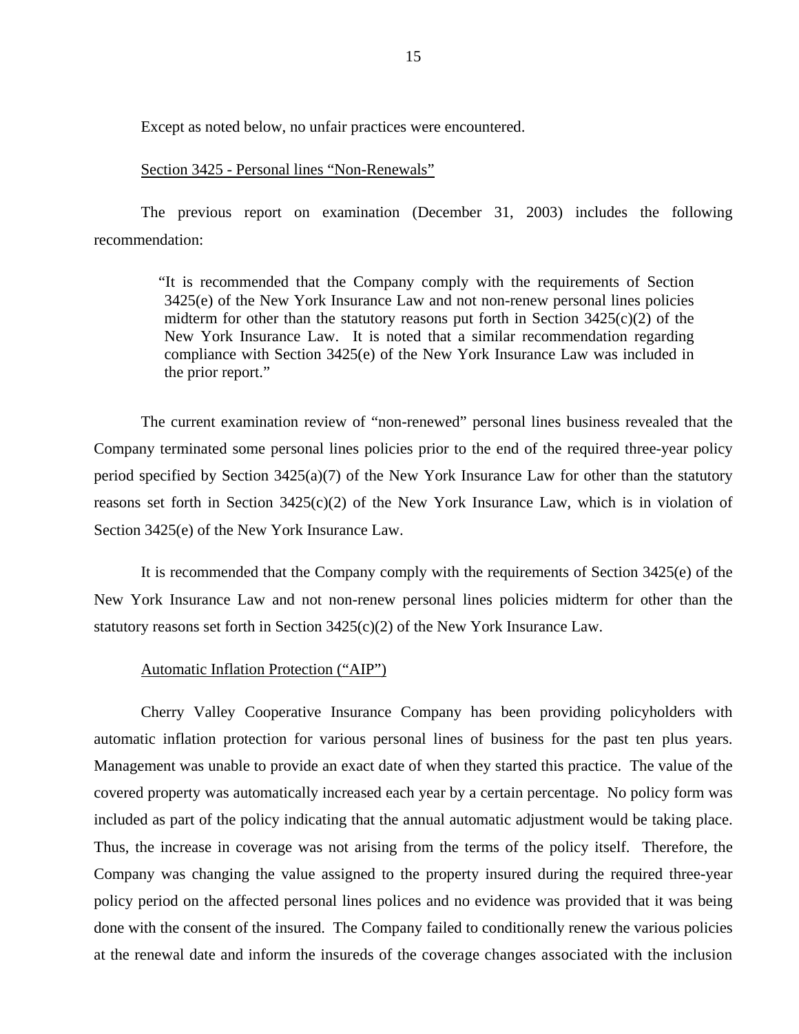Except as noted below, no unfair practices were encountered.

Section 3425 - Personal lines "Non-Renewals"

The previous report on examination (December 31, 2003) includes the following recommendation:

> "It is recommended that the Company comply with the requirements of Section 3425(e) of the New York Insurance Law and not non-renew personal lines policies midterm for other than the statutory reasons put forth in Section 3425(c)(2) of the New York Insurance Law. It is noted that a similar recommendation regarding compliance with Section 3425(e) of the New York Insurance Law was included in the prior report."

The current examination review of "non-renewed" personal lines business revealed that the Company terminated some personal lines policies prior to the end of the required three-year policy period specified by Section 3425(a)(7) of the New York Insurance Law for other than the statutory reasons set forth in Section 3425(c)(2) of the New York Insurance Law, which is in violation of Section 3425(e) of the New York Insurance Law.

It is recommended that the Company comply with the requirements of Section 3425(e) of the New York Insurance Law and not non-renew personal lines policies midterm for other than the statutory reasons set forth in Section 3425(c)(2) of the New York Insurance Law.

Automatic Inflation Protection ("AIP")

Cherry Valley Cooperative Insurance Company has been providing policyholders with automatic inflation protection for various personal lines of business for the past ten plus years. Management was unable to provide an exact date of when they started this practice. The value of the covered property was automatically increased each year by a certain percentage. No policy form was included as part of the policy indicating that the annual automatic adjustment would be taking place. Thus, the increase in coverage was not arising from the terms of the policy itself. Therefore, the Company was changing the value assigned to the property insured during the required three-year policy period on the affected personal lines polices and no evidence was provided that it was being done with the consent of the insured. The Company failed to conditionally renew the various policies at the renewal date and inform the insureds of the coverage changes associated with the inclusion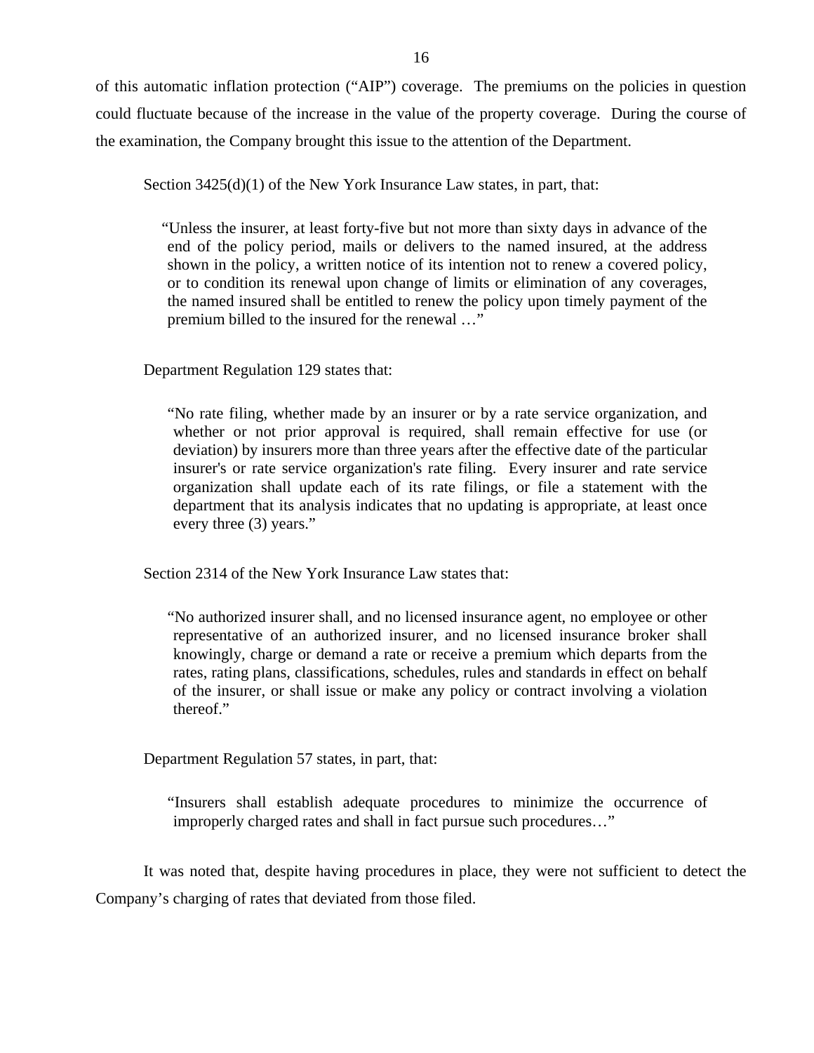of this automatic inflation protection ("AIP") coverage. The premiums on the policies in question could fluctuate because of the increase in the value of the property coverage. During the course of the examination, the Company brought this issue to the attention of the Department.

Section 3425(d)(1) of the New York Insurance Law states, in part, that:

> "Unless the insurer, at least forty-five but not more than sixty days in advance of the end of the policy period, mails or delivers to the named insured, at the address shown in the policy, a written notice of its intention not to renew a covered policy, or to condition its renewal upon change of limits or elimination of any coverages, the named insured shall be entitled to renew the policy upon timely payment of the premium billed to the insured for the renewal …"

Department Regulation 129 states that:

> "No rate filing, whether made by an insurer or by a rate service organization, and whether or not prior approval is required, shall remain effective for use (or deviation) by insurers more than three years after the effective date of the particular insurer's or rate service organization's rate filing. Every insurer and rate service organization shall update each of its rate filings, or file a statement with the department that its analysis indicates that no updating is appropriate, at least once every three (3) years."

Section 2314 of the New York Insurance Law states that:

> "No authorized insurer shall, and no licensed insurance agent, no employee or other representative of an authorized insurer, and no licensed insurance broker shall knowingly, charge or demand a rate or receive a premium which departs from the rates, rating plans, classifications, schedules, rules and standards in effect on behalf of the insurer, or shall issue or make any policy or contract involving a violation thereof."

Department Regulation 57 states, in part, that:

> "Insurers shall establish adequate procedures to minimize the occurrence of improperly charged rates and shall in fact pursue such procedures…"

It was noted that, despite having procedures in place, they were not sufficient to detect the Company's charging of rates that deviated from those filed.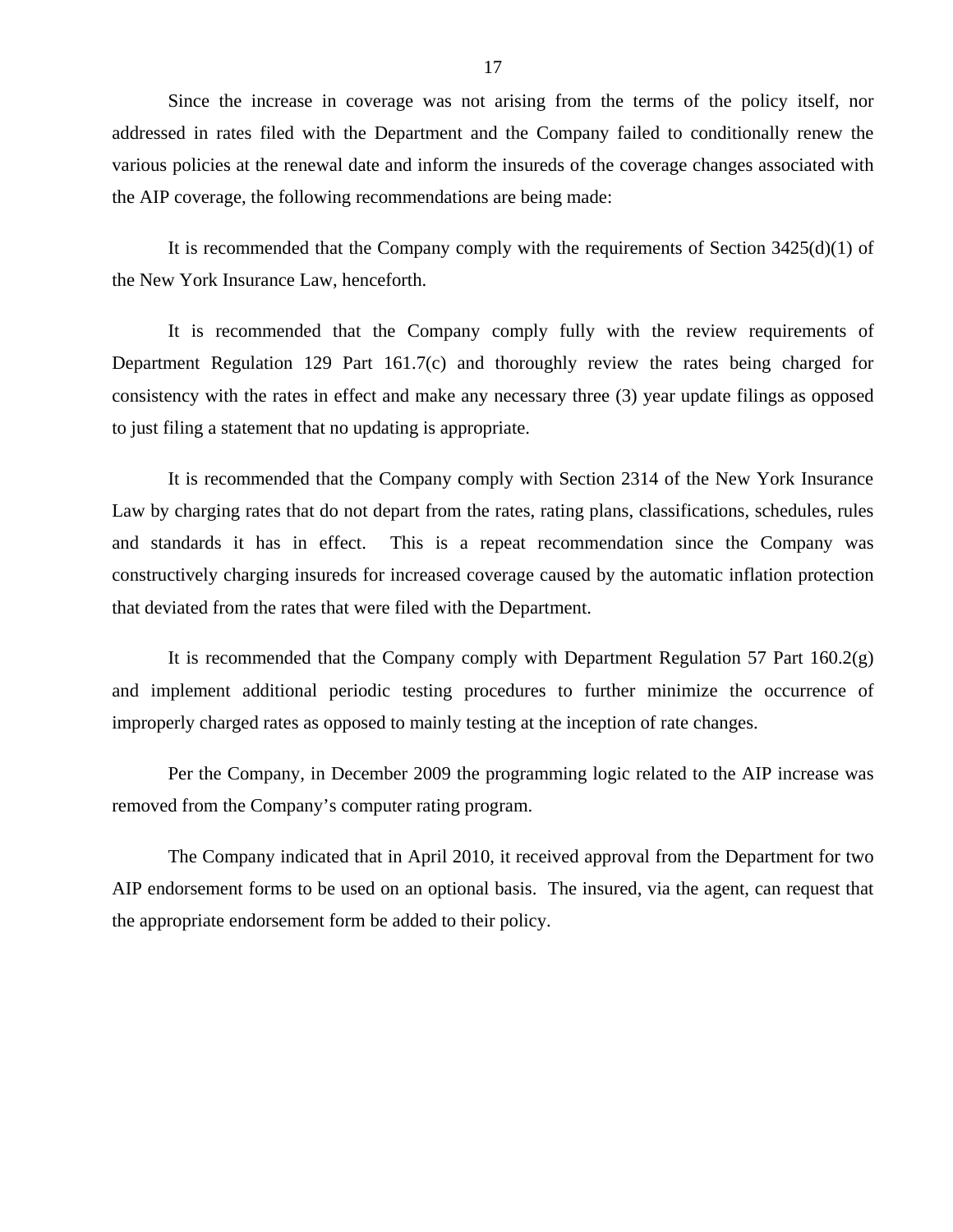Since the increase in coverage was not arising from the terms of the policy itself, nor addressed in rates filed with the Department and the Company failed to conditionally renew the various policies at the renewal date and inform the insureds of the coverage changes associated with the AIP coverage, the following recommendations are being made:

It is recommended that the Company comply with the requirements of Section 3425(d)(1) of the New York Insurance Law, henceforth.

It is recommended that the Company comply fully with the review requirements of Department Regulation 129 Part 161.7(c) and thoroughly review the rates being charged for consistency with the rates in effect and make any necessary three (3) year update filings as opposed to just filing a statement that no updating is appropriate.

It is recommended that the Company comply with Section 2314 of the New York Insurance Law by charging rates that do not depart from the rates, rating plans, classifications, schedules, rules and standards it has in effect. This is a repeat recommendation since the Company was constructively charging insureds for increased coverage caused by the automatic inflation protection that deviated from the rates that were filed with the Department.

It is recommended that the Company comply with Department Regulation 57 Part 160.2(g) and implement additional periodic testing procedures to further minimize the occurrence of improperly charged rates as opposed to mainly testing at the inception of rate changes.

Per the Company, in December 2009 the programming logic related to the AIP increase was removed from the Company's computer rating program.

The Company indicated that in April 2010, it received approval from the Department for two AIP endorsement forms to be used on an optional basis. The insured, via the agent, can request that the appropriate endorsement form be added to their policy.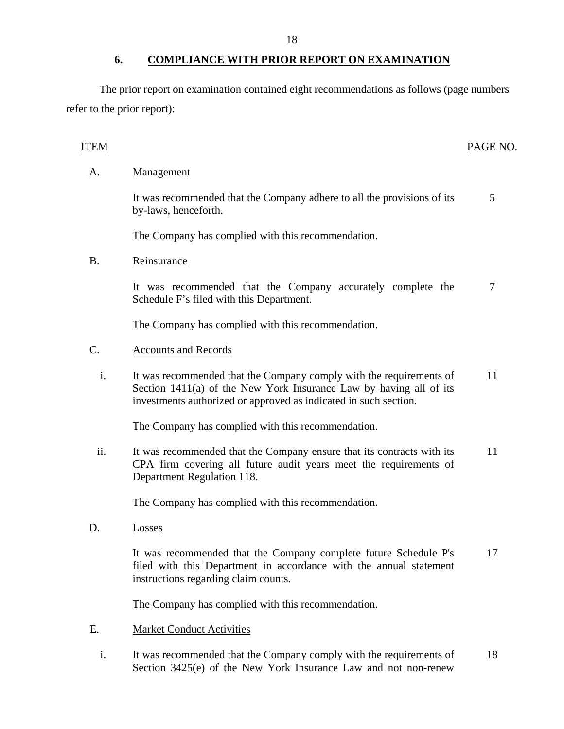## 6. COMPLIANCE WITH PRIOR REPORT ON EXAMINATION

The prior report on examination contained eight recommendations as follows (page numbers refer to the prior report):

| ITEM | | PAGE NO. |
|---|---|---|
| A. | Management | |
| | It was recommended that the Company adhere to all the provisions of its by-laws, henceforth. | 5 |
| | The Company has complied with this recommendation. | |
| B. | Reinsurance | |
| | It was recommended that the Company accurately complete the Schedule F's filed with this Department. | 7 |
| | The Company has complied with this recommendation. | |
| C. | Accounts and Records | |
| i. | It was recommended that the Company comply with the requirements of Section 1411(a) of the New York Insurance Law by having all of its investments authorized or approved as indicated in such section. | 11 |
| | The Company has complied with this recommendation. | |
| ii. | It was recommended that the Company ensure that its contracts with its CPA firm covering all future audit years meet the requirements of Department Regulation 118. | 11 |
| | The Company has complied with this recommendation. | |
| D. | Losses | |
| | It was recommended that the Company complete future Schedule P's filed with this Department in accordance with the annual statement instructions regarding claim counts. | 17 |
| | The Company has complied with this recommendation. | |
| E. | Market Conduct Activities | |
| i. | It was recommended that the Company comply with the requirements of Section 3425(e) of the New York Insurance Law and not non-renew | 18 |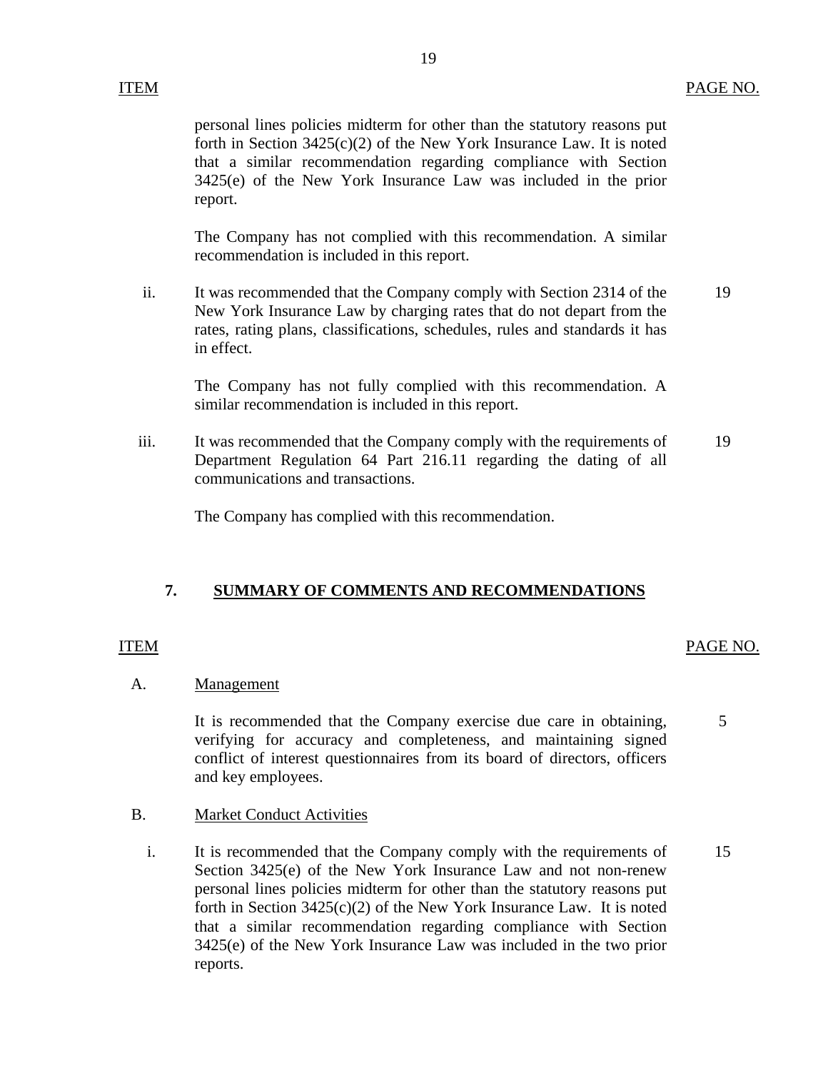| ITEM | | PAGE NO. |
|---|---|---|
| | personal lines policies midterm for other than the statutory reasons put forth in Section 3425(c)(2) of the New York Insurance Law. It is noted that a similar recommendation regarding compliance with Section 3425(e) of the New York Insurance Law was included in the prior report. | |
| | The Company has not complied with this recommendation. A similar recommendation is included in this report. | |
| ii. | It was recommended that the Company comply with Section 2314 of the New York Insurance Law by charging rates that do not depart from the rates, rating plans, classifications, schedules, rules and standards it has in effect. | 19 |
| | The Company has not fully complied with this recommendation. A similar recommendation is included in this report. | |
| iii. | It was recommended that the Company comply with the requirements of Department Regulation 64 Part 216.11 regarding the dating of all communications and transactions. | 19 |
| | The Company has complied with this recommendation. | |

## 7. SUMMARY OF COMMENTS AND RECOMMENDATIONS

| ITEM | | PAGE NO. |
|---|---|---|
| A. | Management | |
| | It is recommended that the Company exercise due care in obtaining, verifying for accuracy and completeness, and maintaining signed conflict of interest questionnaires from its board of directors, officers and key employees. | 5 |
| B. | Market Conduct Activities | |
| i. | It is recommended that the Company comply with the requirements of Section 3425(e) of the New York Insurance Law and not non-renew personal lines policies midterm for other than the statutory reasons put forth in Section 3425(c)(2) of the New York Insurance Law. It is noted that a similar recommendation regarding compliance with Section 3425(e) of the New York Insurance Law was included in the two prior reports. | 15 |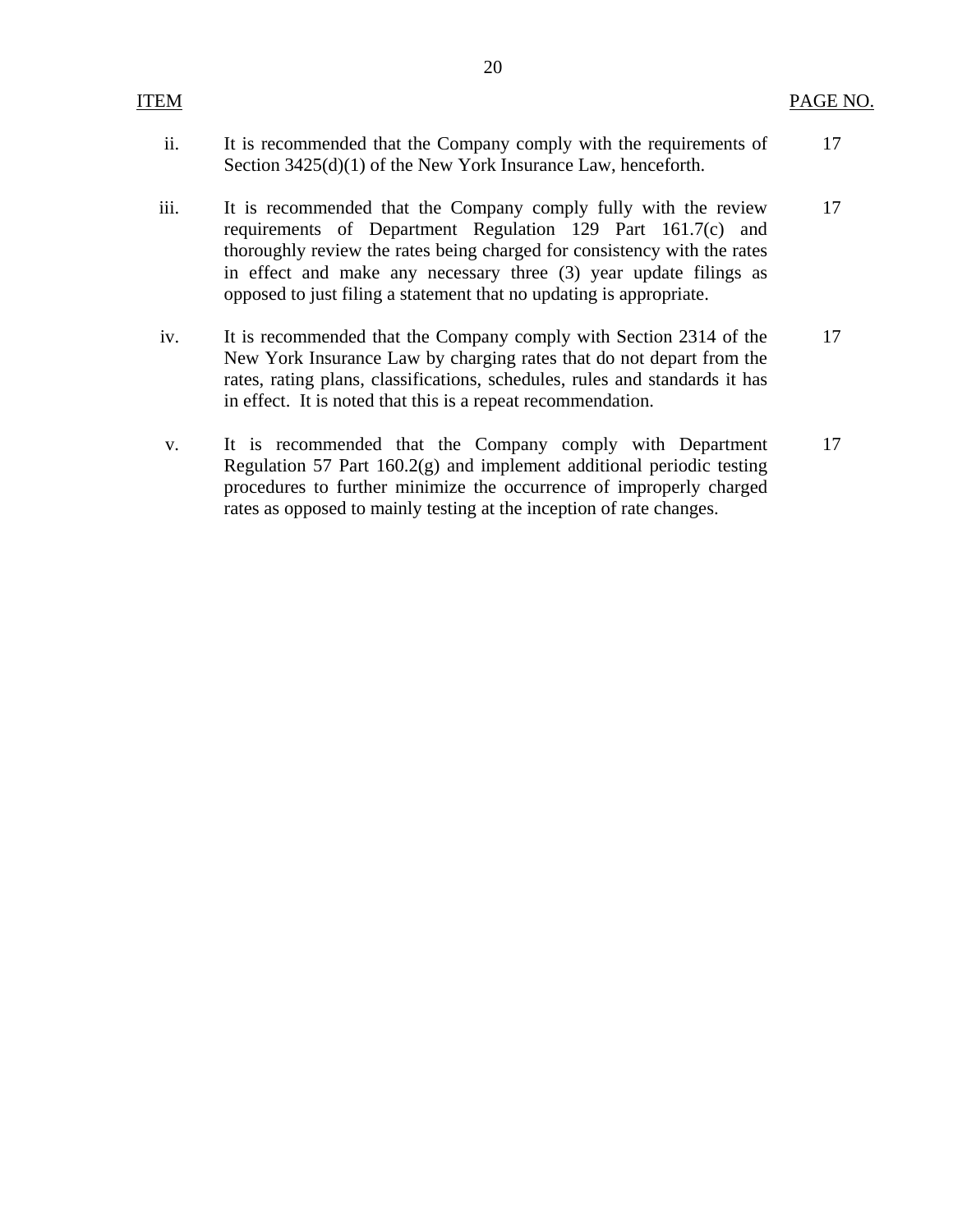| ITEM | | PAGE NO. |
|---|---|---|
| ii. | It is recommended that the Company comply with the requirements of Section 3425(d)(1) of the New York Insurance Law, henceforth. | 17 |
| iii. | It is recommended that the Company comply fully with the review requirements of Department Regulation 129 Part 161.7(c) and thoroughly review the rates being charged for consistency with the rates in effect and make any necessary three (3) year update filings as opposed to just filing a statement that no updating is appropriate. | 17 |
| iv. | It is recommended that the Company comply with Section 2314 of the New York Insurance Law by charging rates that do not depart from the rates, rating plans, classifications, schedules, rules and standards it has in effect. It is noted that this is a repeat recommendation. | 17 |
| v. | It is recommended that the Company comply with Department Regulation 57 Part 160.2(g) and implement additional periodic testing procedures to further minimize the occurrence of improperly charged rates as opposed to mainly testing at the inception of rate changes. | 17 |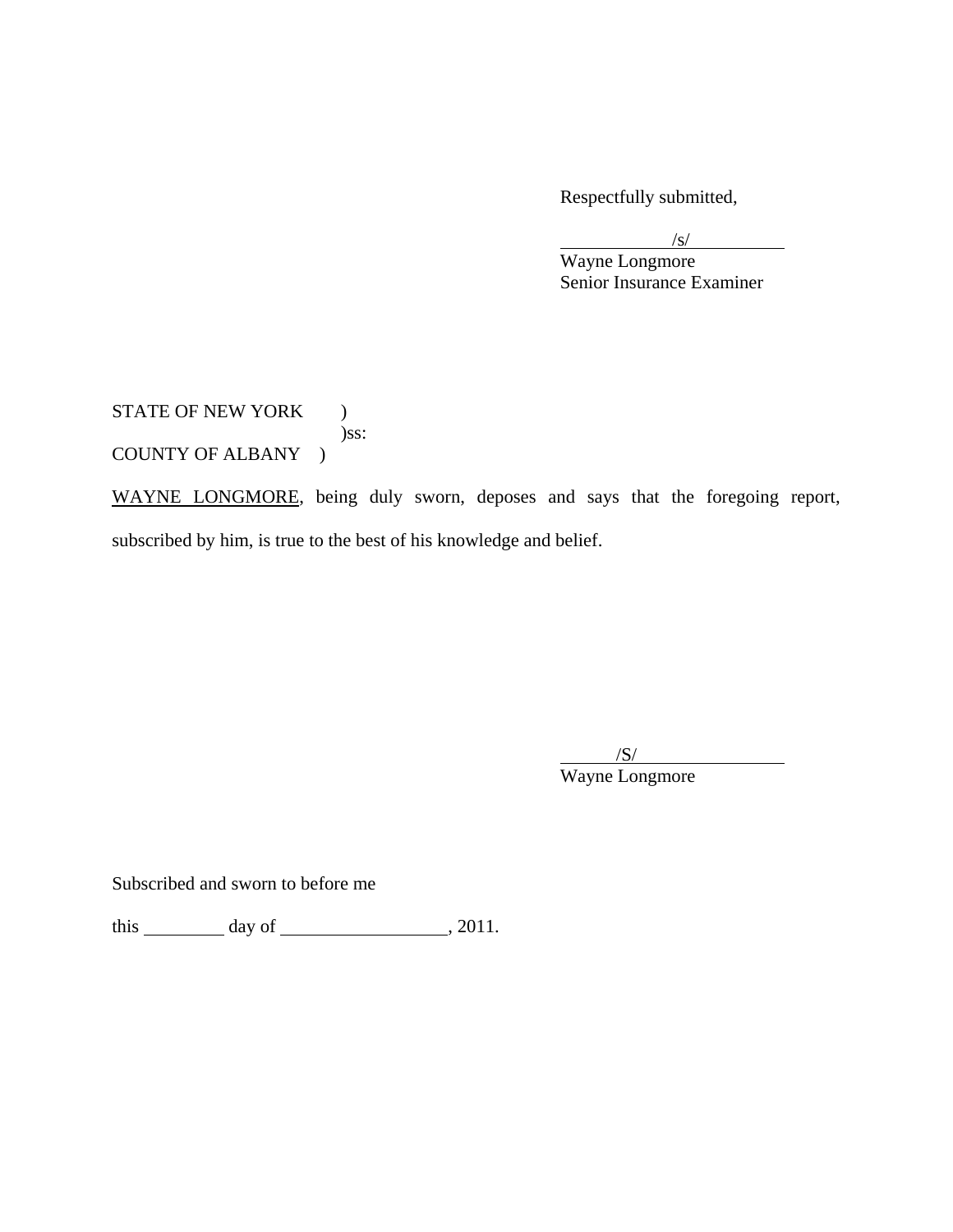Respectfully submitted,

/s/

Wayne Longmore
Senior Insurance Examiner

STATE OF NEW YORK )
)ss:
COUNTY OF ALBANY )

WAYNE LONGMORE, being duly sworn, deposes and says that the foregoing report, subscribed by him, is true to the best of his knowledge and belief.

/S/

Wayne Longmore

Subscribed and sworn to before me

this ________ day of ________________, 2011.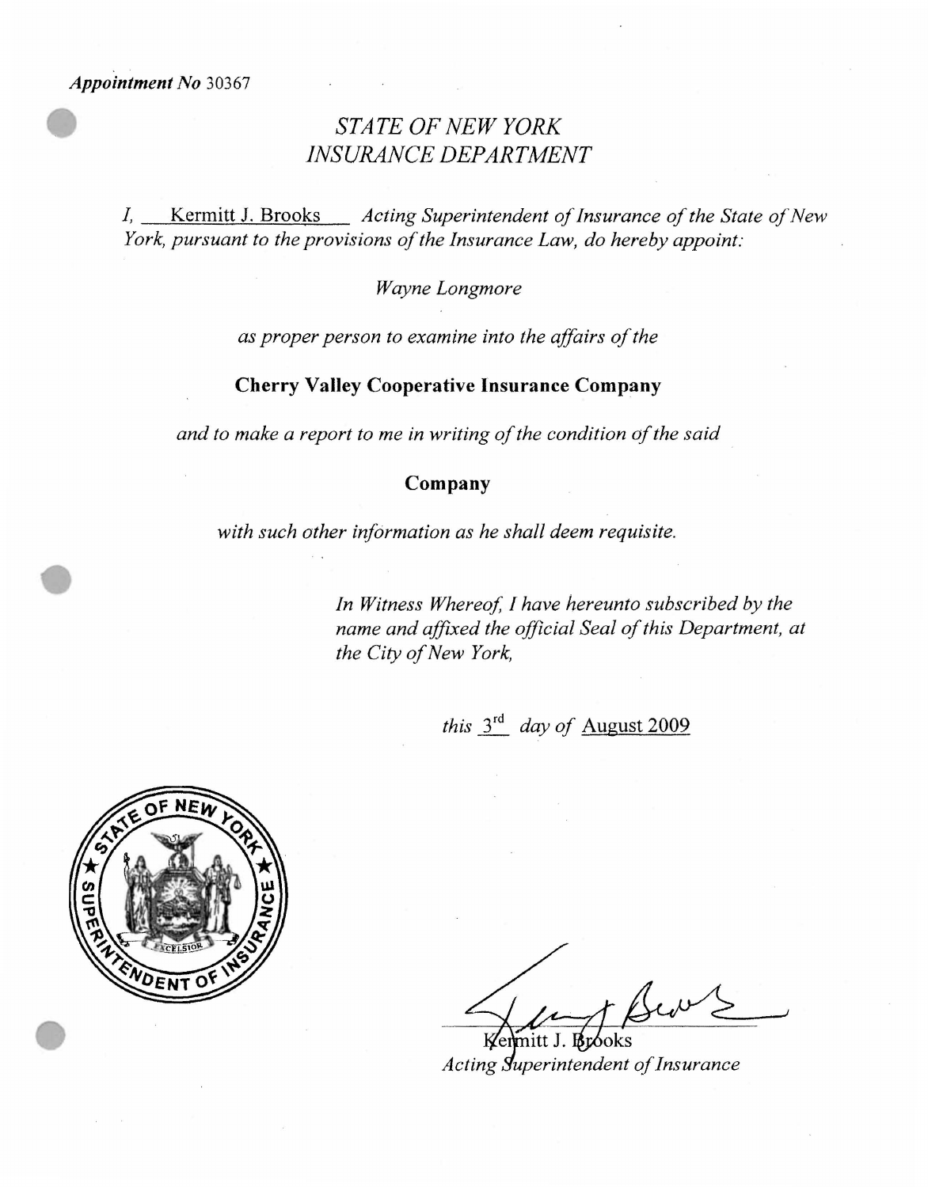*Appointment No* 30367

# *STATE OF NEW YORK*
# *INSURANCE DEPARTMENT*

*I,* Kermitt J. Brooks *Acting Superintendent of Insurance of the State of New York, pursuant to the provisions of the Insurance Law, do hereby appoint:*

*Wayne Longmore*

*as proper person to examine into the affairs of the*

**Cherry Valley Cooperative Insurance Company**

*and to make a report to me in writing of the condition of the said*

**Company**

*with such other information as he shall deem requisite.*

*In Witness Whereof, I have hereunto subscribed by the name and affixed the official Seal of this Department, at the City of New York,*

*this* 3rd *day of* August 2009

Kermitt J. Brooks
*Acting Superintendent of Insurance*